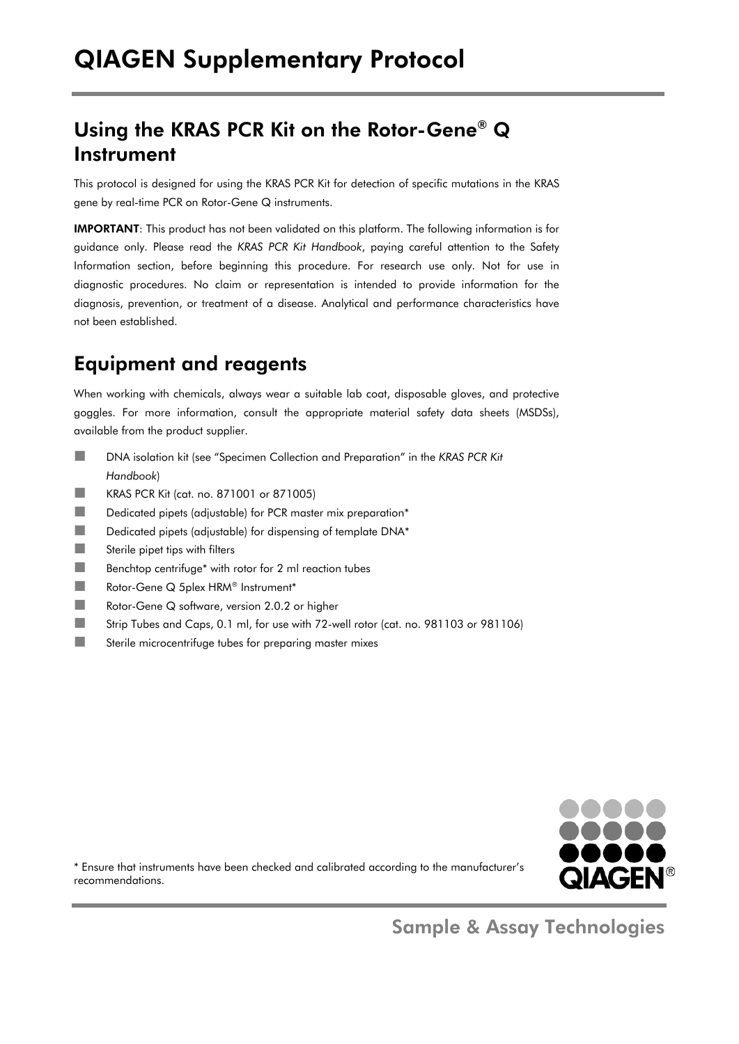# QIAGEN Supplementary Protocol

## Using the KRAS PCR Kit on the Rotor-Gene® Q Instrument

This protocol is designed for using the KRAS PCR Kit for detection of specific mutations in the KRAS gene by real-time PCR on Rotor-Gene Q instruments.

**IMPORTANT**: This product has not been validated on this platform. The following information is for guidance only. Please read the *KRAS PCR Kit Handbook*, paying careful attention to the Safety Information section, before beginning this procedure. For research use only. Not for use in diagnostic procedures. No claim or representation is intended to provide information for the diagnosis, prevention, or treatment of a disease. Analytical and performance characteristics have not been established.

## Equipment and reagents

When working with chemicals, always wear a suitable lab coat, disposable gloves, and protective goggles. For more information, consult the appropriate material safety data sheets (MSDSs), available from the product supplier.

- DNA isolation kit (see "Specimen Collection and Preparation" in the *KRAS PCR Kit Handbook*)
- KRAS PCR Kit (cat. no. 871001 or 871005)
- Dedicated pipets (adjustable) for PCR master mix preparation*
- Dedicated pipets (adjustable) for dispensing of template DNA*
- Sterile pipet tips with filters
- Benchtop centrifuge* with rotor for 2 ml reaction tubes
- Rotor-Gene Q 5plex HRM® Instrument*
- Rotor-Gene Q software, version 2.0.2 or higher
- Strip Tubes and Caps, 0.1 ml, for use with 72-well rotor (cat. no. 981103 or 981106)
- Sterile microcentrifuge tubes for preparing master mixes

\* Ensure that instruments have been checked and calibrated according to the manufacturer's recommendations.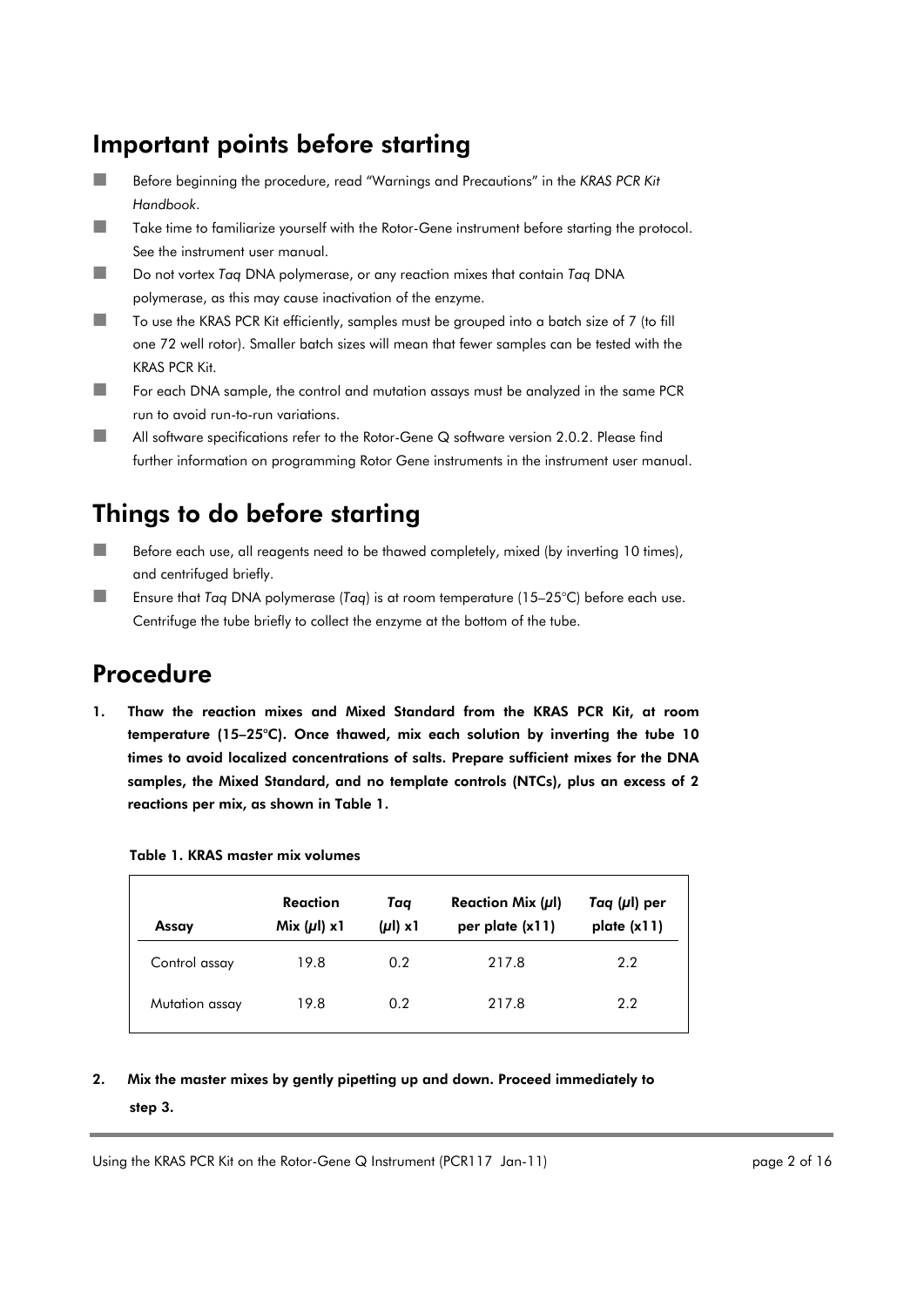## Important points before starting

- Before beginning the procedure, read "Warnings and Precautions" in the *KRAS PCR Kit Handbook*.
- Take time to familiarize yourself with the Rotor-Gene instrument before starting the protocol. See the instrument user manual.
- Do not vortex *Taq* DNA polymerase, or any reaction mixes that contain *Taq* DNA polymerase, as this may cause inactivation of the enzyme.
- To use the KRAS PCR Kit efficiently, samples must be grouped into a batch size of 7 (to fill one 72 well rotor). Smaller batch sizes will mean that fewer samples can be tested with the KRAS PCR Kit.
- For each DNA sample, the control and mutation assays must be analyzed in the same PCR run to avoid run-to-run variations.
- All software specifications refer to the Rotor-Gene Q software version 2.0.2. Please find further information on programming Rotor Gene instruments in the instrument user manual.

## Things to do before starting

- Before each use, all reagents need to be thawed completely, mixed (by inverting 10 times), and centrifuged briefly.
- Ensure that *Taq* DNA polymerase (*Taq*) is at room temperature (15–25°C) before each use. Centrifuge the tube briefly to collect the enzyme at the bottom of the tube.

## Procedure

1. **Thaw the reaction mixes and Mixed Standard from the KRAS PCR Kit, at room temperature (15–25°C). Once thawed, mix each solution by inverting the tube 10 times to avoid localized concentrations of salts. Prepare sufficient mixes for the DNA samples, the Mixed Standard, and no template controls (NTCs), plus an excess of 2 reactions per mix, as shown in Table 1.**

**Table 1. KRAS master mix volumes**

| Assay | Reaction Mix (µl) x1 | *Taq* (µl) x1 | Reaction Mix (µl) per plate (x11) | *Taq* (µl) per plate (x11) |
|---|---|---|---|---|
| Control assay | 19.8 | 0.2 | 217.8 | 2.2 |
| Mutation assay | 19.8 | 0.2 | 217.8 | 2.2 |

2. **Mix the master mixes by gently pipetting up and down. Proceed immediately to step 3.**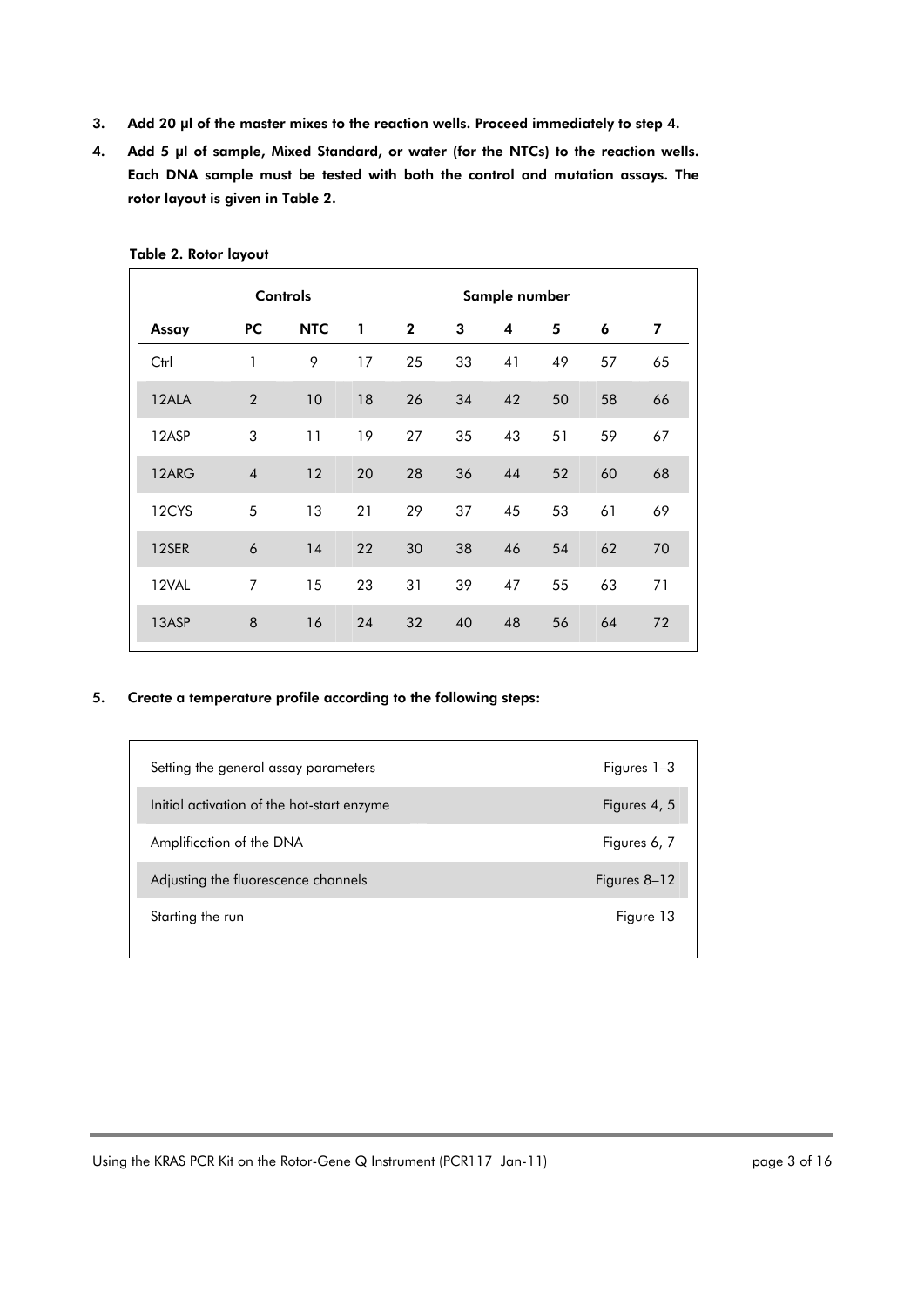3. **Add 20 µl of the master mixes to the reaction wells. Proceed immediately to step 4.**
4. **Add 5 µl of sample, Mixed Standard, or water (for the NTCs) to the reaction wells. Each DNA sample must be tested with both the control and mutation assays. The rotor layout is given in Table 2.**

**Table 2. Rotor layout**

| | **Controls** | | **Sample number** | | | | | | |
|---|---|---|---|---|---|---|---|---|---|
| **Assay** | **PC** | **NTC** | **1** | **2** | **3** | **4** | **5** | **6** | **7** |
| Ctrl | 1 | 9 | 17 | 25 | 33 | 41 | 49 | 57 | 65 |
| 12ALA | 2 | 10 | 18 | 26 | 34 | 42 | 50 | 58 | 66 |
| 12ASP | 3 | 11 | 19 | 27 | 35 | 43 | 51 | 59 | 67 |
| 12ARG | 4 | 12 | 20 | 28 | 36 | 44 | 52 | 60 | 68 |
| 12CYS | 5 | 13 | 21 | 29 | 37 | 45 | 53 | 61 | 69 |
| 12SER | 6 | 14 | 22 | 30 | 38 | 46 | 54 | 62 | 70 |
| 12VAL | 7 | 15 | 23 | 31 | 39 | 47 | 55 | 63 | 71 |
| 13ASP | 8 | 16 | 24 | 32 | 40 | 48 | 56 | 64 | 72 |

5. **Create a temperature profile according to the following steps:**

| | |
|---|---|
| Setting the general assay parameters | Figures 1–3 |
| Initial activation of the hot-start enzyme | Figures 4, 5 |
| Amplification of the DNA | Figures 6, 7 |
| Adjusting the fluorescence channels | Figures 8–12 |
| Starting the run | Figure 13 |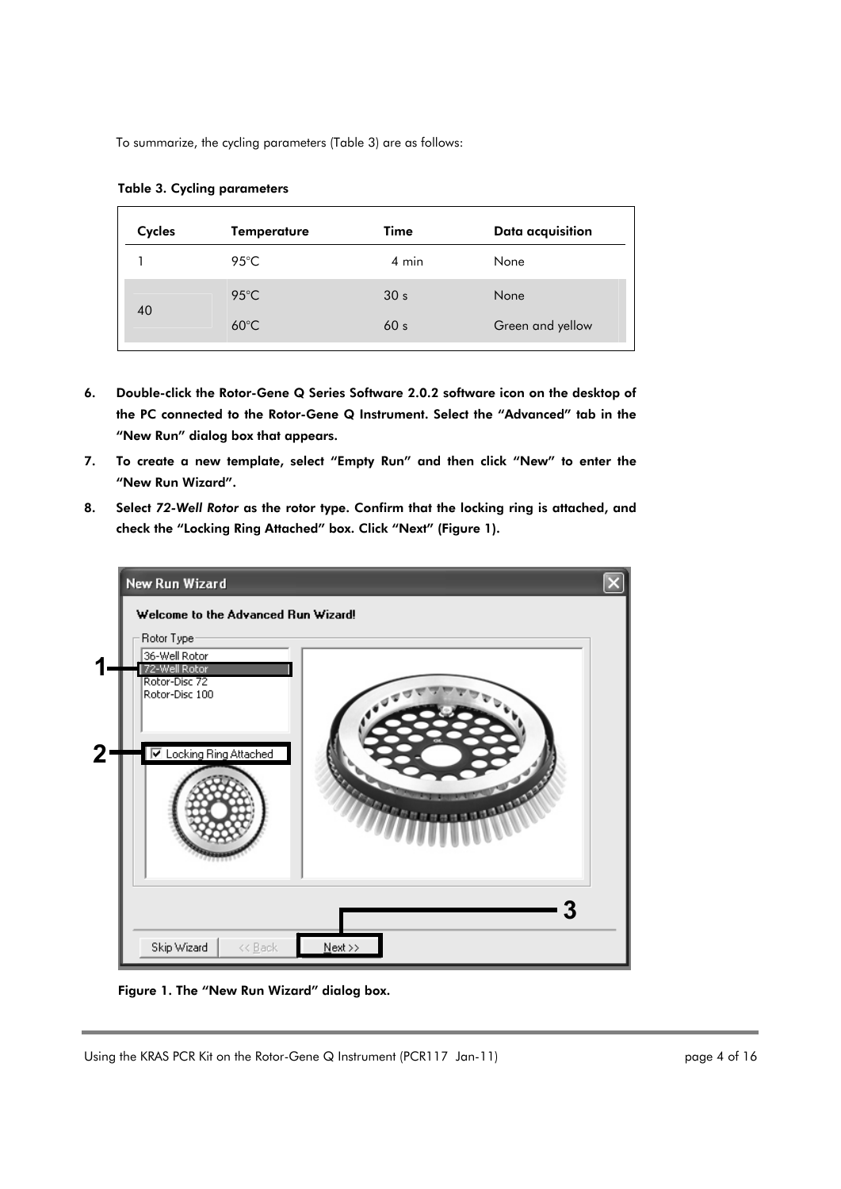To summarize, the cycling parameters (Table 3) are as follows:

**Table 3. Cycling parameters**

| Cycles | Temperature | Time | Data acquisition |
|---|---|---|---|
| 1 | 95°C | 4 min | None |
| 40 | 95°C | 30 s | None |
| | 60°C | 60 s | Green and yellow |

6. **Double-click the Rotor-Gene Q Series Software 2.0.2 software icon on the desktop of the PC connected to the Rotor-Gene Q Instrument. Select the "Advanced" tab in the "New Run" dialog box that appears.**
7. **To create a new template, select "Empty Run" and then click "New" to enter the "New Run Wizard".**
8. **Select *72-Well Rotor* as the rotor type. Confirm that the locking ring is attached, and check the "Locking Ring Attached" box. Click "Next" (Figure 1).**

**Figure 1. The "New Run Wizard" dialog box.**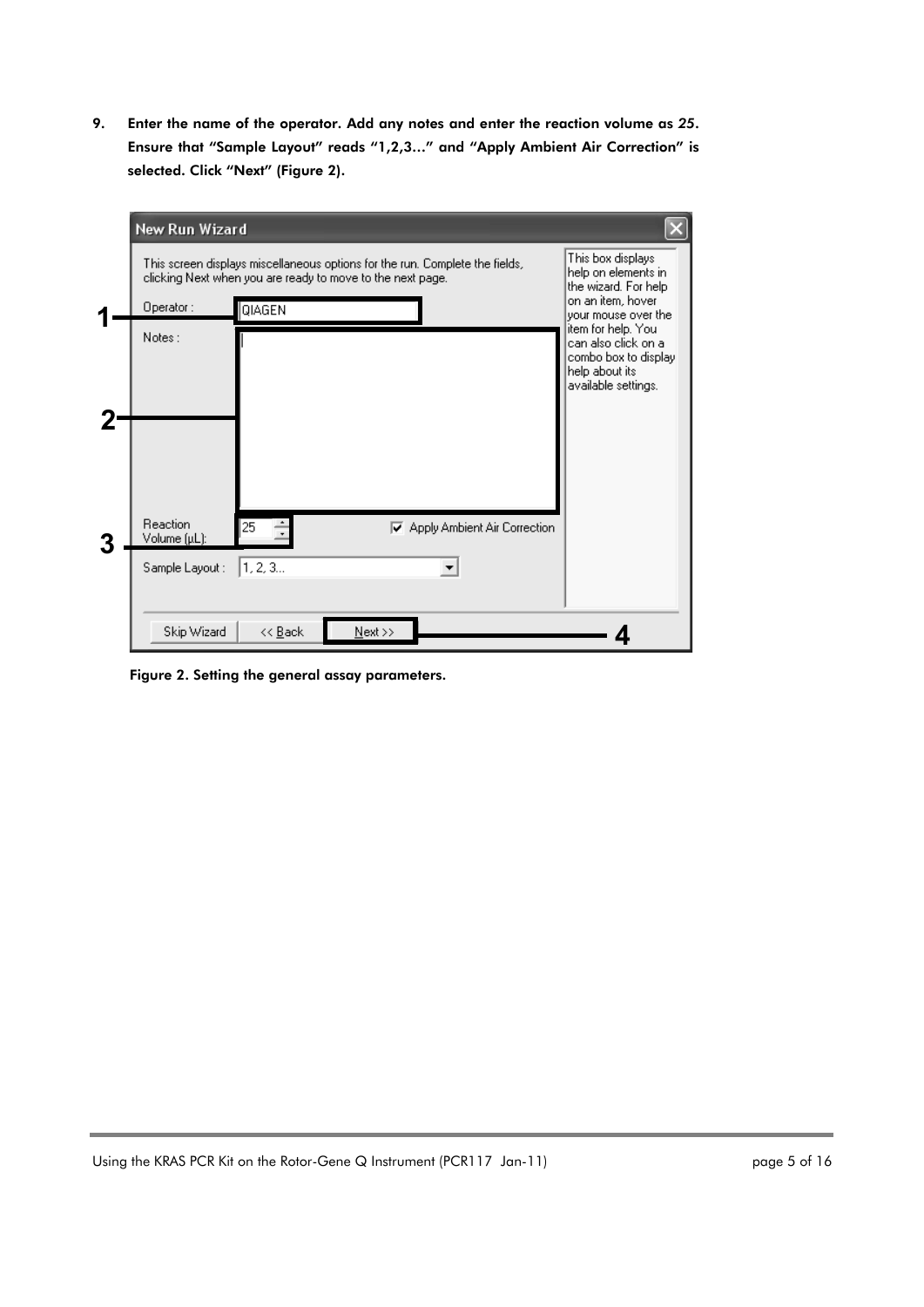9. **Enter the name of the operator. Add any notes and enter the reaction volume as 25. Ensure that "Sample Layout" reads "1,2,3…" and "Apply Ambient Air Correction" is selected. Click "Next" (Figure 2).**

**Figure 2. Setting the general assay parameters.**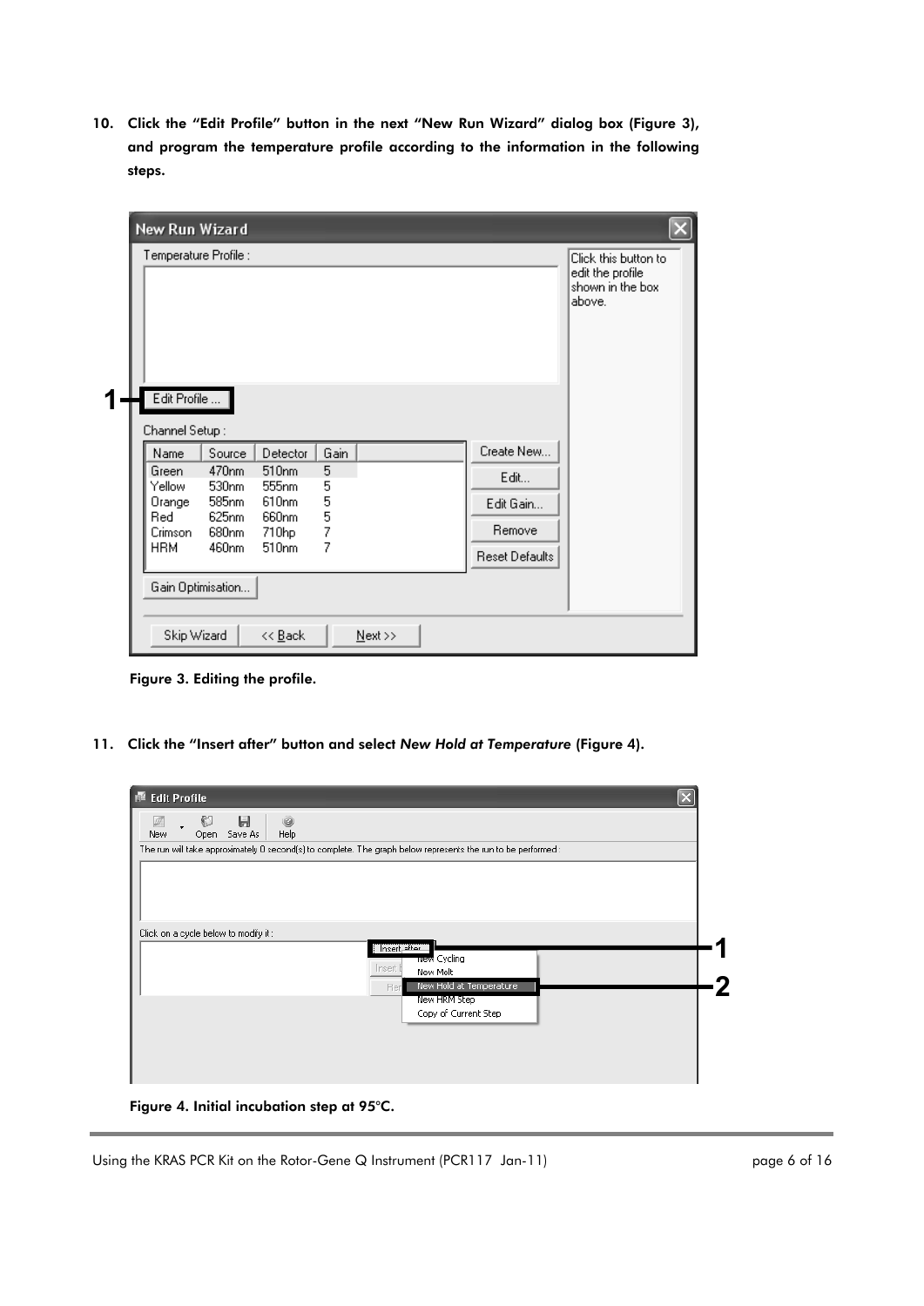10. Click the "Edit Profile" button in the next "New Run Wizard" dialog box (Figure 3), and program the temperature profile according to the information in the following steps.

Figure 3. Editing the profile.

11. Click the "Insert after" button and select *New Hold at Temperature* (Figure 4).

Figure 4. Initial incubation step at 95°C.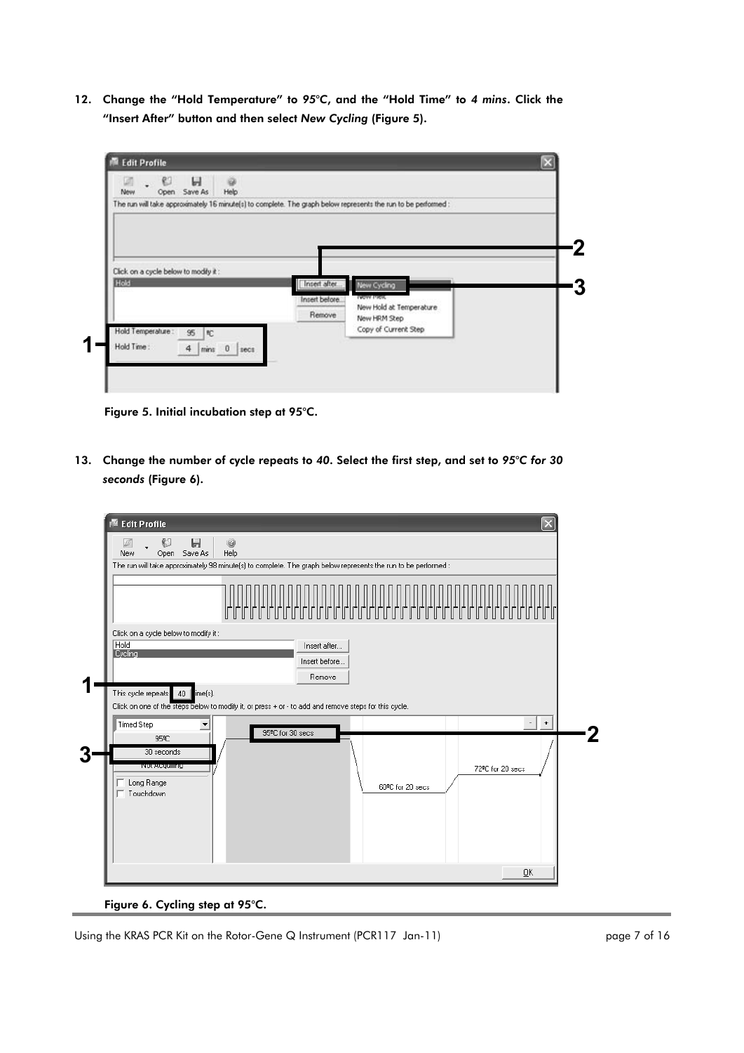12. **Change the "Hold Temperature" to *95°C*, and the "Hold Time" to *4 mins*. Click the "Insert After" button and then select *New Cycling* (Figure 5).**

**Figure 5. Initial incubation step at 95°C.**

13. **Change the number of cycle repeats to *40*. Select the first step, and set to *95°C for 30 seconds* (Figure 6).**

**Figure 6. Cycling step at 95°C.**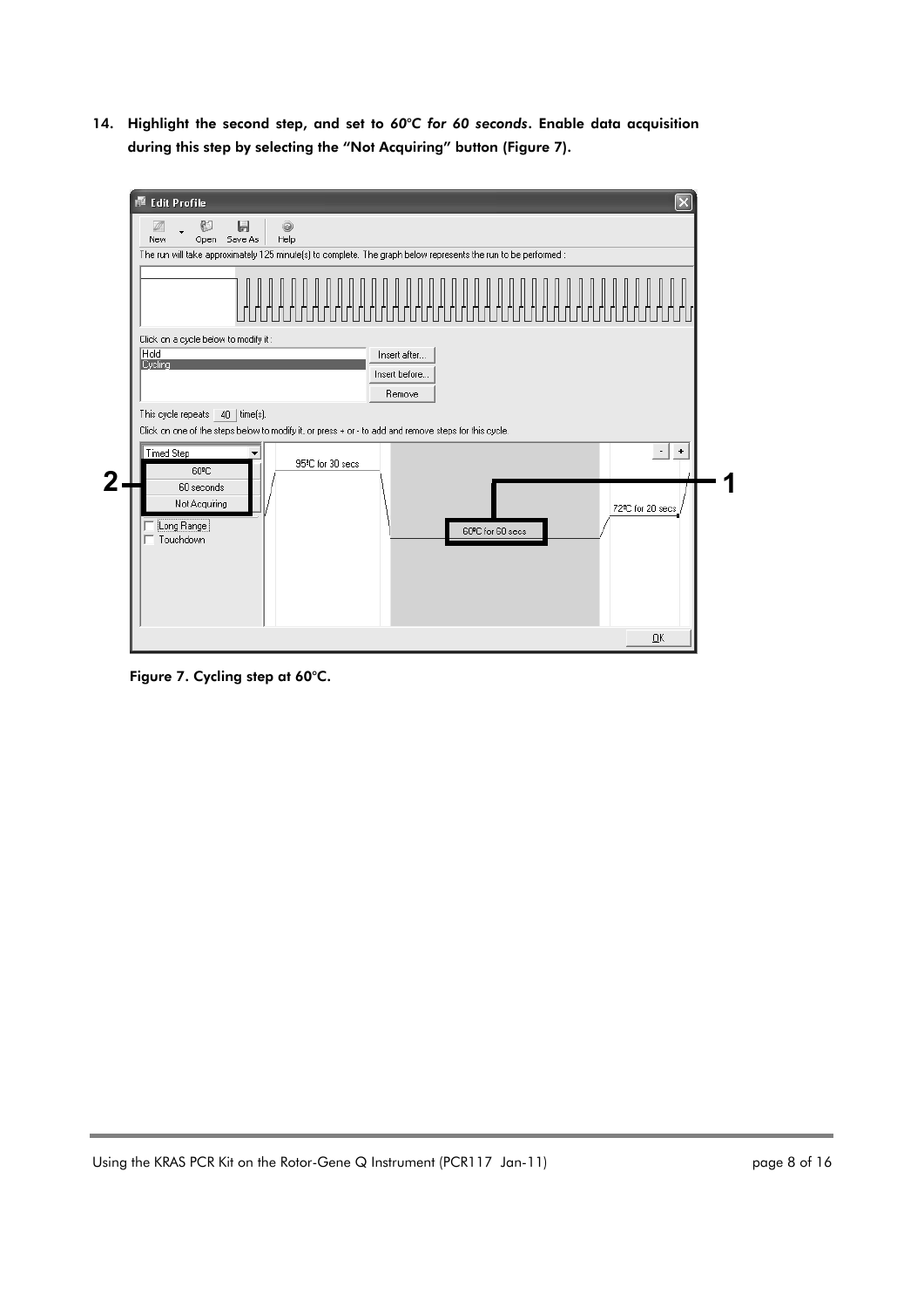14. **Highlight the second step, and set to *60°C for 60 seconds*. Enable data acquisition during this step by selecting the "Not Acquiring" button (Figure 7).**

**Figure 7. Cycling step at 60°C.**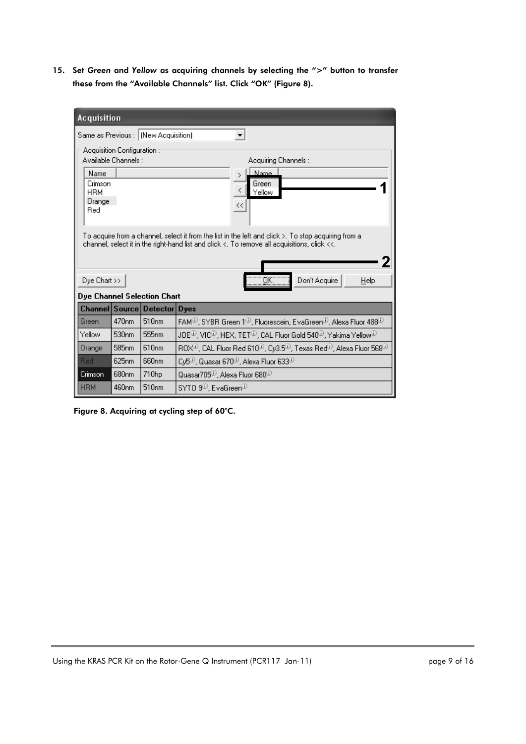15. **Set *Green* and *Yellow* as acquiring channels by selecting the ">" button to transfer these from the "Available Channels" list. Click "OK" (Figure 8).**

**Acquisition**

Same as Previous : (New Acquisition)

Acquisition Configuration :

Available Channels : Crimson, HRM, Orange, Red

Acquiring Channels : Green, Yellow — **1**

To acquire from a channel, select it from the list in the left and click >. To stop acquiring from a channel, select it in the right-hand list and click <. To remove all acquisitions, click <<.

Dye Chart >> | OK — **2** | Don't Acquire | Help

**Dye Channel Selection Chart**

| Channel | Source | Detector | Dyes |
|---|---|---|---|
| Green | 470nm | 510nm | FAM, SYBR Green 1, Fluorescein, EvaGreen, Alexa Fluor 488 |
| Yellow | 530nm | 555nm | JOE, VIC, HEX, TET, CAL Fluor Gold 540, Yakima Yellow |
| Orange | 585nm | 610nm | ROX, CAL Fluor Red 610, Cy3.5, Texas Red, Alexa Fluor 568 |
| Red | 625nm | 660nm | Cy5, Quasar 670, Alexa Fluor 633 |
| Crimson | 680nm | 710hp | Quasar705, Alexa Fluor 680 |
| HRM | 460nm | 510nm | SYTO 9, EvaGreen |

**Figure 8. Acquiring at cycling step of 60°C.**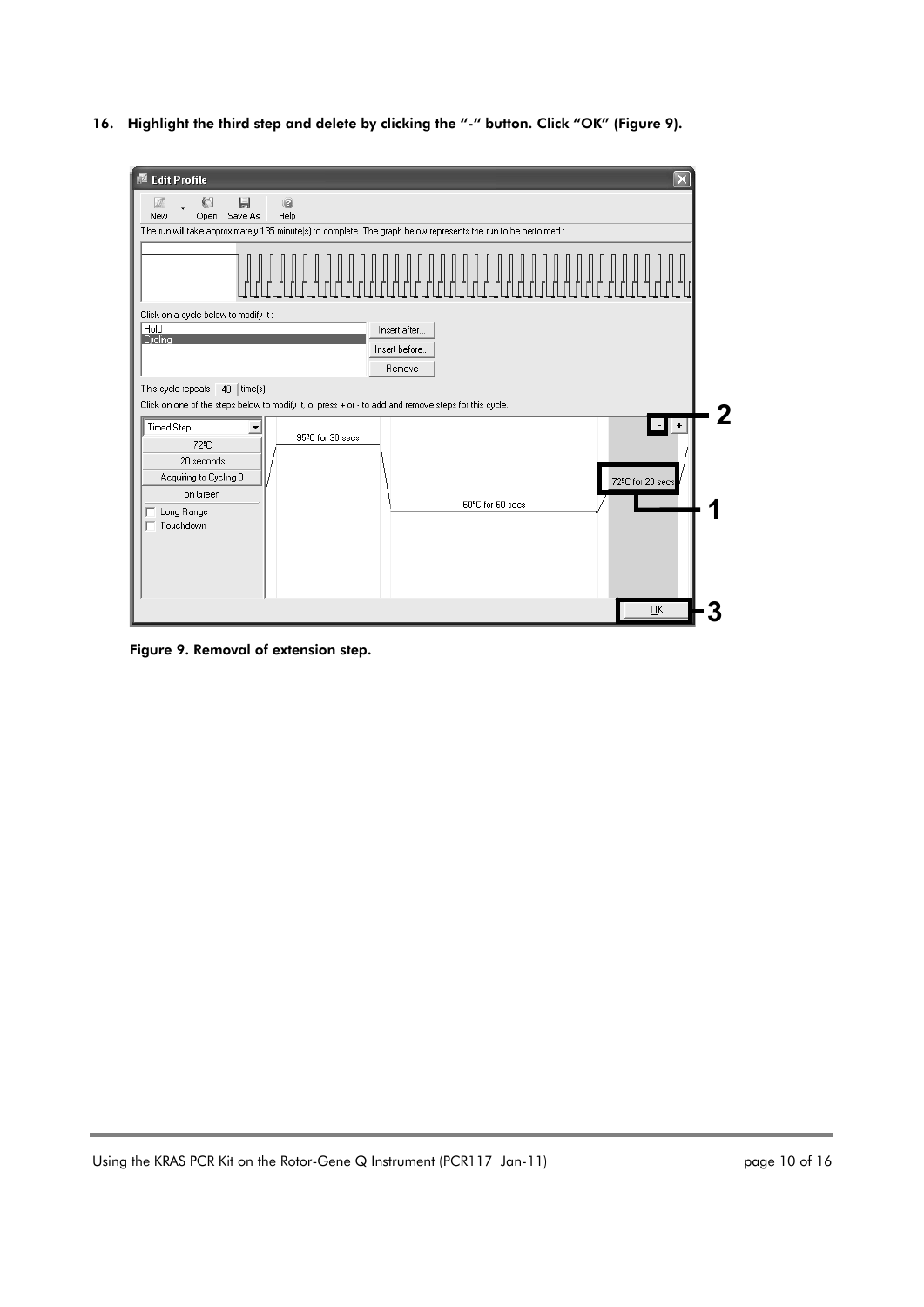16. **Highlight the third step and delete by clicking the "-" button. Click "OK" (Figure 9).**

**Figure 9. Removal of extension step.**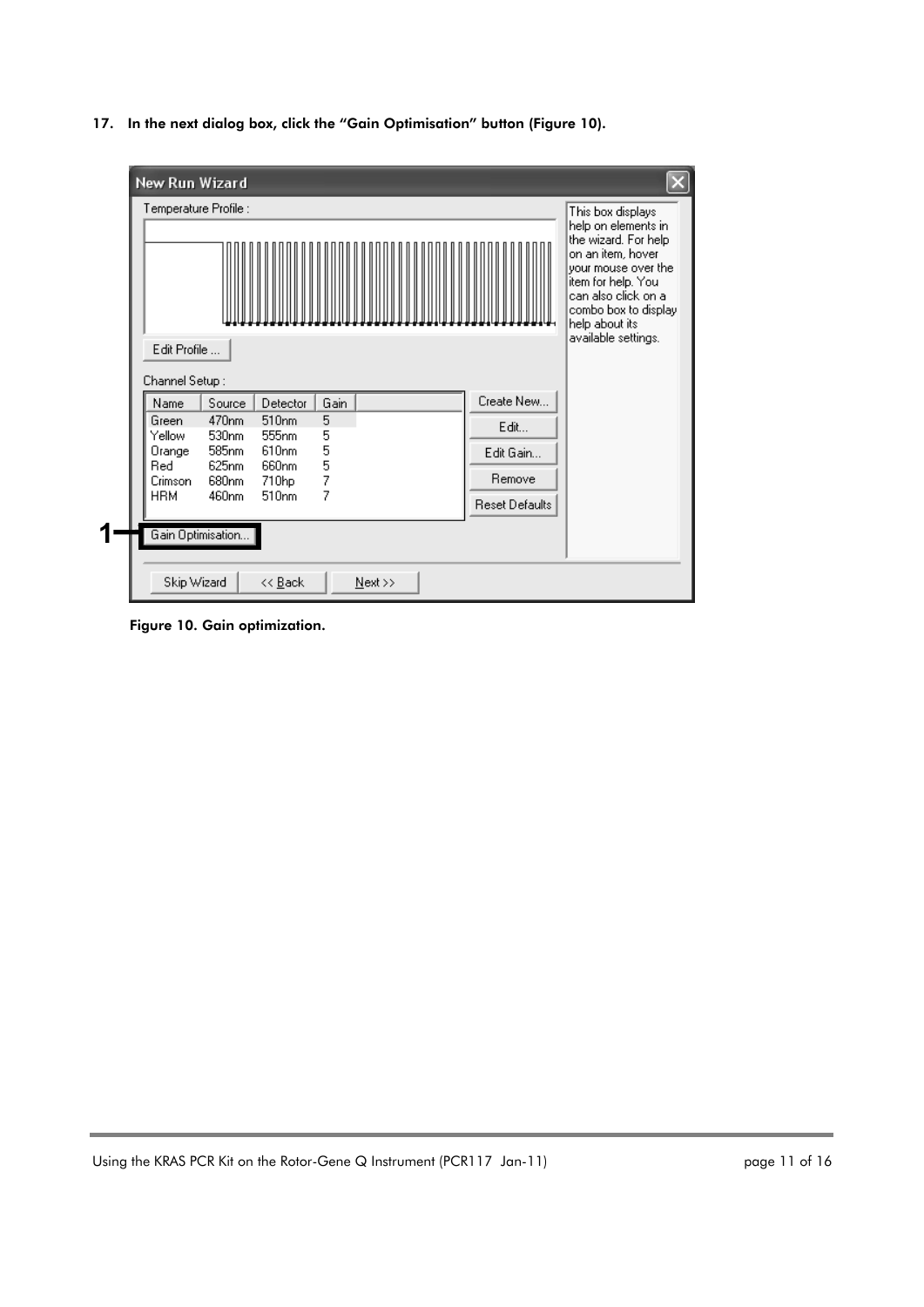17. In the next dialog box, click the "Gain Optimisation" button (Figure 10).

**Figure 10. Gain optimization.**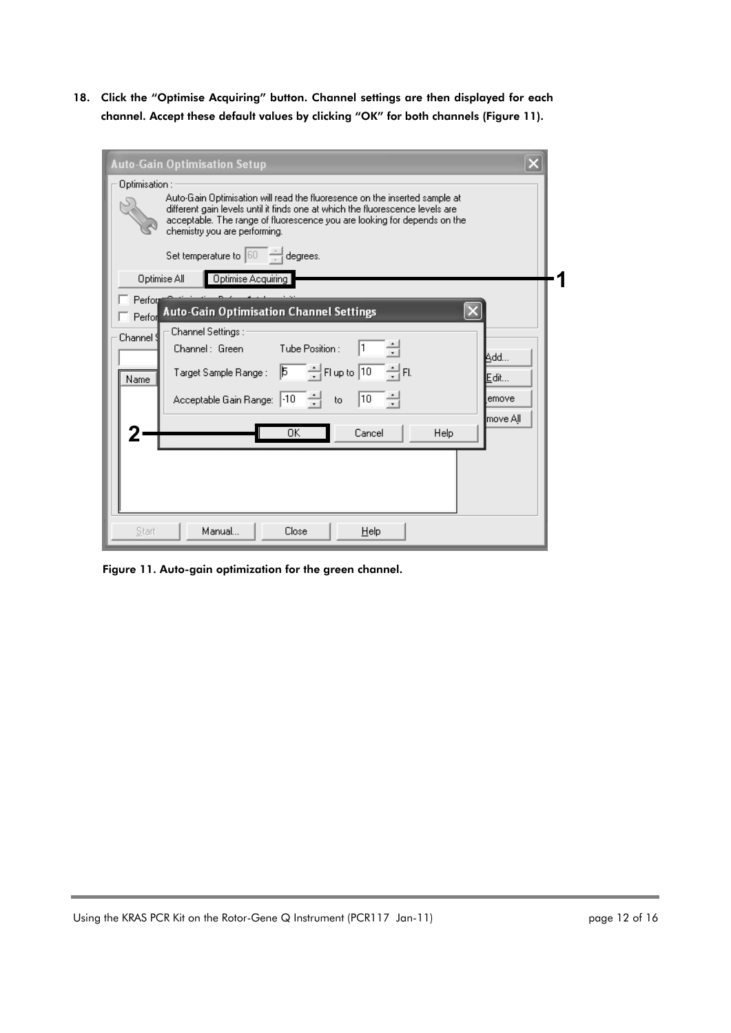18. **Click the "Optimise Acquiring" button. Channel settings are then displayed for each channel. Accept these default values by clicking "OK" for both channels (Figure 11).**

**Figure 11. Auto-gain optimization for the green channel.**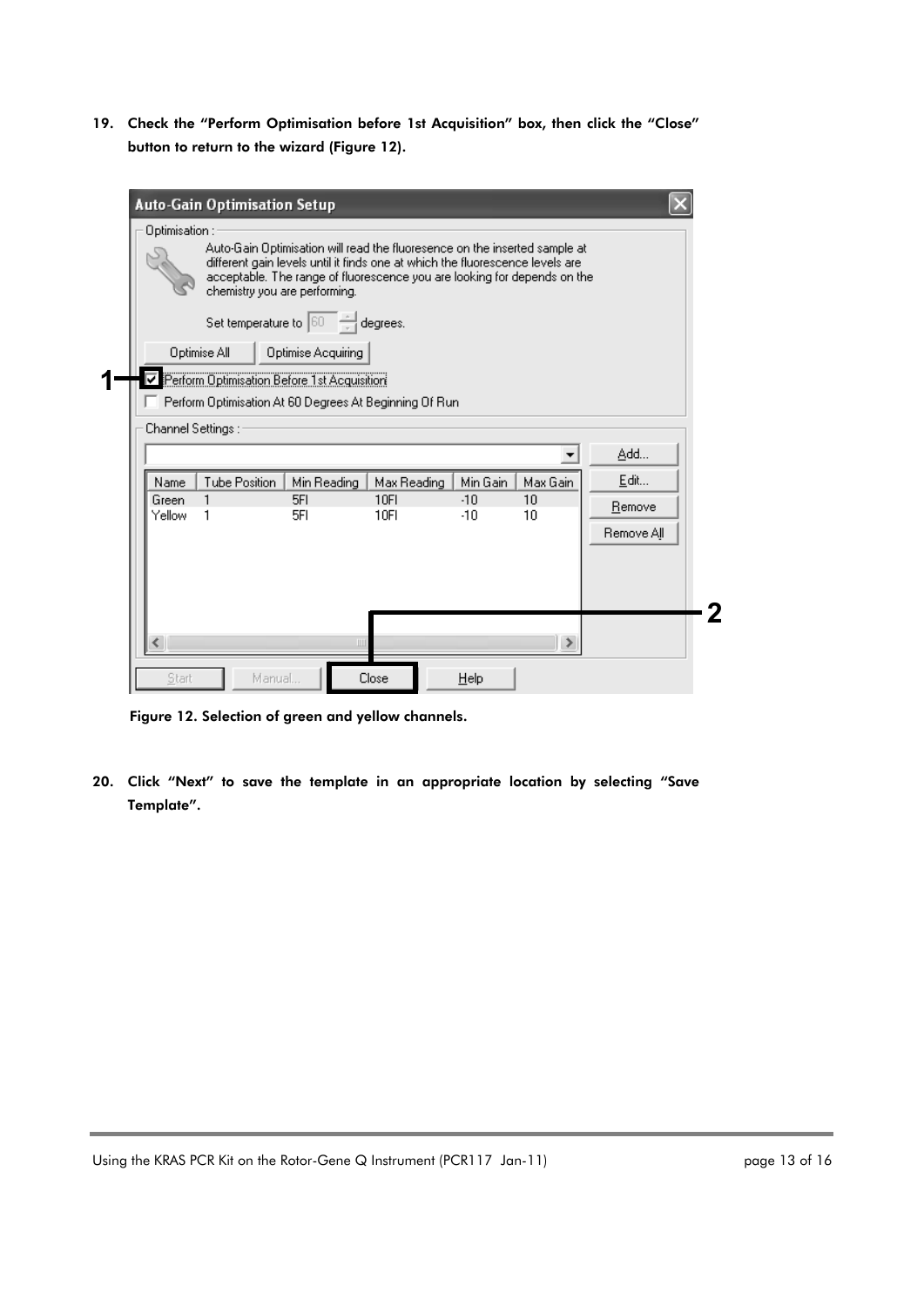19. **Check the "Perform Optimisation before 1st Acquisition" box, then click the "Close" button to return to the wizard (Figure 12).**

**Figure 12. Selection of green and yellow channels.**

20. **Click "Next" to save the template in an appropriate location by selecting "Save Template".**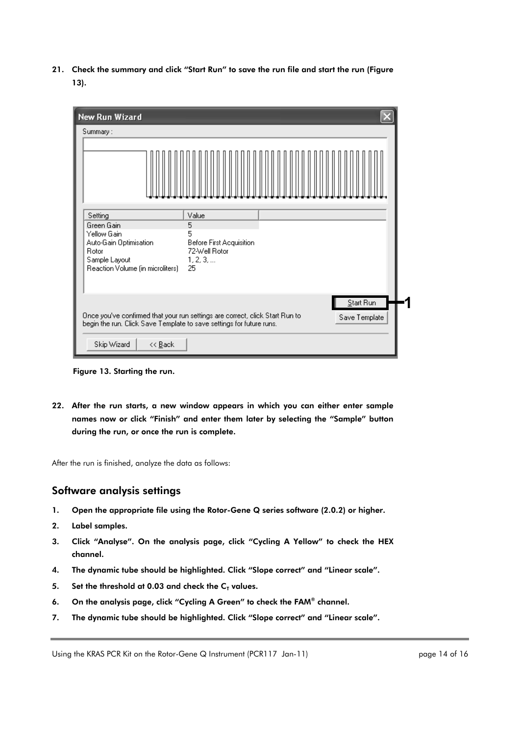21. **Check the summary and click "Start Run" to save the run file and start the run (Figure 13).**

Figure 13. Starting the run.

22. **After the run starts, a new window appears in which you can either enter sample names now or click "Finish" and enter them later by selecting the "Sample" button during the run, or once the run is complete.**

After the run is finished, analyze the data as follows:

## Software analysis settings

1. **Open the appropriate file using the Rotor-Gene Q series software (2.0.2) or higher.**
2. **Label samples.**
3. **Click "Analyse". On the analysis page, click "Cycling A Yellow" to check the HEX channel.**
4. **The dynamic tube should be highlighted. Click "Slope correct" and "Linear scale".**
5. **Set the threshold at 0.03 and check the $C_T$ values.**
6. **On the analysis page, click "Cycling A Green" to check the FAM® channel.**
7. **The dynamic tube should be highlighted. Click "Slope correct" and "Linear scale".**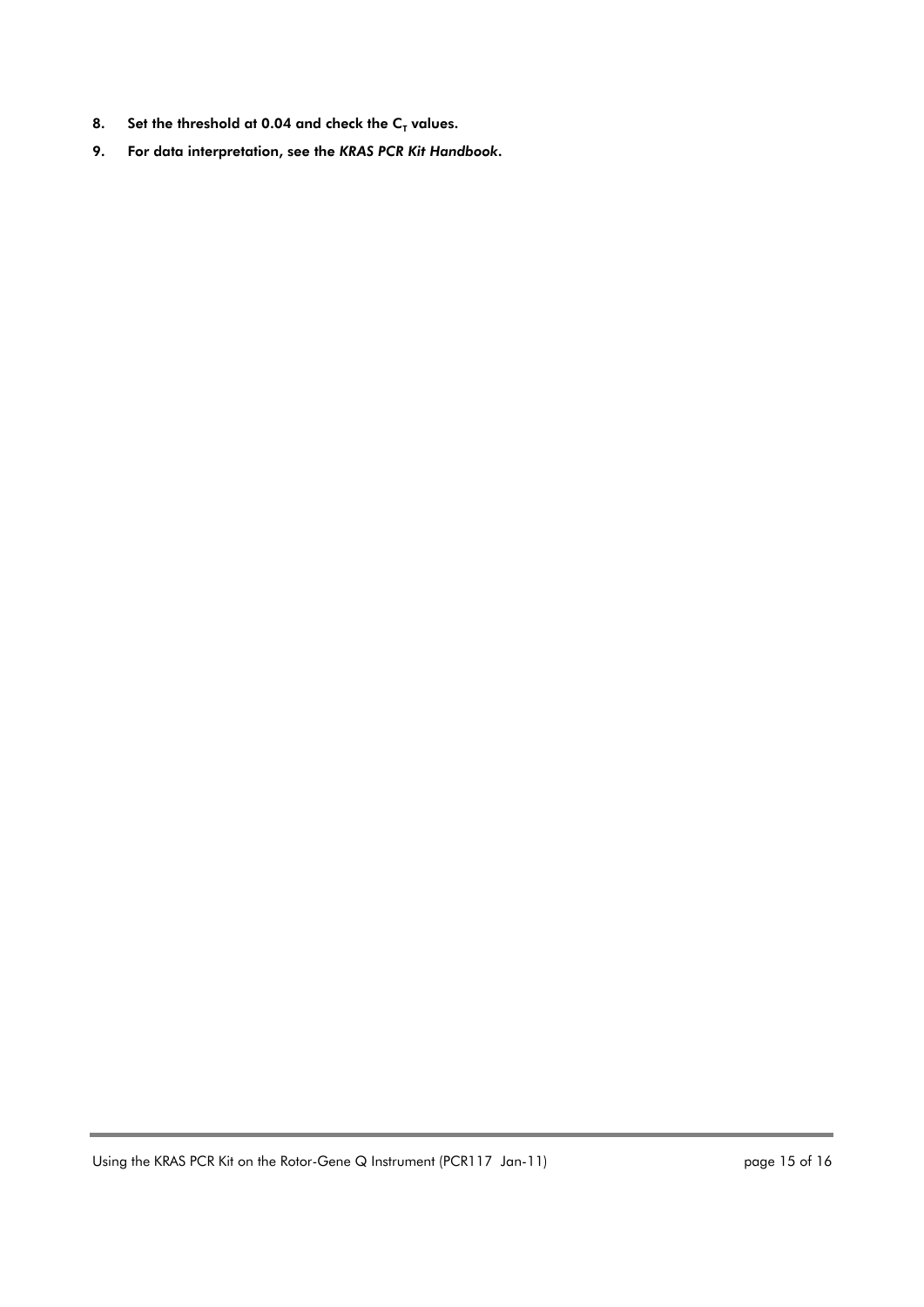8. **Set the threshold at 0.04 and check the $C_T$ values.**
9. **For data interpretation, see the *KRAS PCR Kit Handbook*.**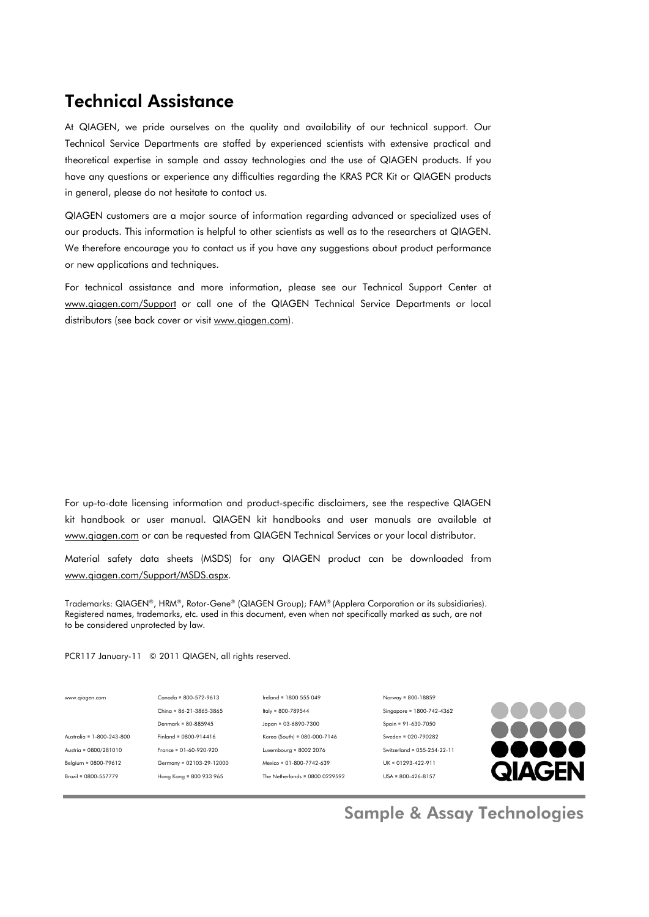## Technical Assistance

At QIAGEN, we pride ourselves on the quality and availability of our technical support. Our Technical Service Departments are staffed by experienced scientists with extensive practical and theoretical expertise in sample and assay technologies and the use of QIAGEN products. If you have any questions or experience any difficulties regarding the KRAS PCR Kit or QIAGEN products in general, please do not hesitate to contact us.

QIAGEN customers are a major source of information regarding advanced or specialized uses of our products. This information is helpful to other scientists as well as to the researchers at QIAGEN. We therefore encourage you to contact us if you have any suggestions about product performance or new applications and techniques.

For technical assistance and more information, please see our Technical Support Center at www.qiagen.com/Support or call one of the QIAGEN Technical Service Departments or local distributors (see back cover or visit www.qiagen.com).

For up-to-date licensing information and product-specific disclaimers, see the respective QIAGEN kit handbook or user manual. QIAGEN kit handbooks and user manuals are available at www.qiagen.com or can be requested from QIAGEN Technical Services or your local distributor.

Material safety data sheets (MSDS) for any QIAGEN product can be downloaded from www.qiagen.com/Support/MSDS.aspx.

Trademarks: QIAGEN®, HRM®, Rotor-Gene® (QIAGEN Group); FAM® (Applera Corporation or its subsidiaries). Registered names, trademarks, etc. used in this document, even when not specifically marked as such, are not to be considered unprotected by law.

PCR117 January-11 © 2011 QIAGEN, all rights reserved.

www.qiagen.com

Australia ■ 1-800-243-800
Austria ■ 0800/281010
Belgium ■ 0800-79612
Brazil ■ 0800-557779
Canada ■ 800-572-9613
China ■ 86-21-3865-3865
Denmark ■ 80-885945
Finland ■ 0800-914416
France ■ 01-60-920-920
Germany ■ 02103-29-12000
Hong Kong ■ 800 933 965
Ireland ■ 1800 555 049
Italy ■ 800-789544
Japan ■ 03-6890-7300
Korea (South) ■ 080-000-7146
Luxembourg ■ 8002 2076
Mexico ■ 01-800-7742-639
The Netherlands ■ 0800 0229592
Norway ■ 800-18859
Singapore ■ 1800-742-4362
Spain ■ 91-630-7050
Sweden ■ 020-790282
Switzerland ■ 055-254-22-11
UK ■ 01293-422-911
USA ■ 800-426-8157

QIAGEN

Sample & Assay Technologies